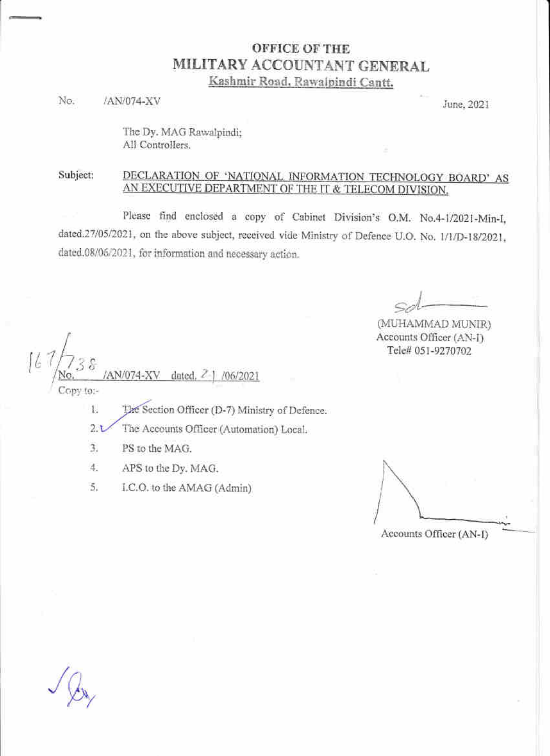# OFFICE OF THE
# MILITARY ACCOUNTANT GENERAL
**Kashmir Road, Rawalpindi Cantt.**

No. /AN/074-XV June, 2021

The Dy. MAG Rawalpindi;
All Controllers.

Subject: **DECLARATION OF 'NATIONAL INFORMATION TECHNOLOGY BOARD' AS AN EXECUTIVE DEPARTMENT OF THE IT & TELECOM DIVISION.**

Please find enclosed a copy of Cabinet Division's O.M. No.4-1/2021-Min-I, dated.27/05/2021, on the above subject, received vide Ministry of Defence U.O. No. 1/1/D-18/2021, dated.08/06/2021, for information and necessary action.

Sd-
(MUHAMMAD MUNIR)
Accounts Officer (AN-I)
Tele# 051-9270702

No. 167/738 /AN/074-XV dated. 21 /06/2021

Copy to:-

1. The Section Officer (D-7) Ministry of Defence.
2. The Accounts Officer (Automation) Local.
3. PS to the MAG.
4. APS to the Dy. MAG.
5. I.C.O. to the AMAG (Admin)

Accounts Officer (AN-I)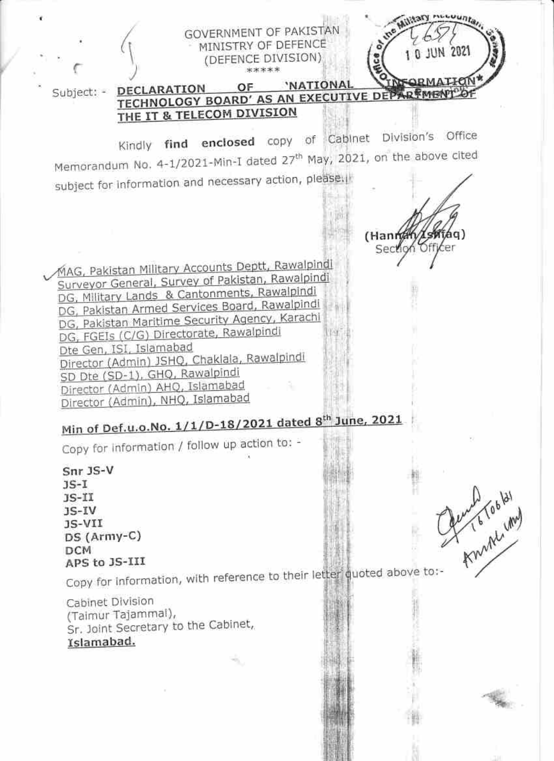GOVERNMENT OF PAKISTAN
MINISTRY OF DEFENCE
(DEFENCE DIVISION)
\*\*\*\*\*

Office of the Military Accountant General
4657
10 JUN 2021

Subject: - **DECLARATION OF 'NATIONAL INFORMATION TECHNOLOGY BOARD' AS AN EXECUTIVE DEPARTMENT OF THE IT & TELECOM DIVISION**

Kindly **find enclosed** copy of Cabinet Division's Office Memorandum No. 4-1/2021-Min-I dated 27[th] May, 2021, on the above cited subject for information and necessary action, please.

(Hannan Ishfaq)
Section Officer

MAG, Pakistan Military Accounts Deptt, Rawalpindi
Surveyor General, Survey of Pakistan, Rawalpindi
DG, Military Lands & Cantonments, Rawalpindi
DG, Pakistan Armed Services Board, Rawalpindi
DG, Pakistan Maritime Security Agency, Karachi
DG, FGEIs (C/G) Directorate, Rawalpindi
Dte Gen, ISI, Islamabad
Director (Admin) JSHQ, Chaklala, Rawalpindi
SD Dte (SD-1), GHQ, Rawalpindi
Director (Admin) AHQ, Islamabad
Director (Admin), NHQ, Islamabad

**Min of Def.u.o.No. 1/1/D-18/2021 dated 8[th] June, 2021**

Copy for information / follow up action to: -

Snr JS-V
JS-I
JS-II
JS-IV
JS-VII
DS (Army-C)
DCM
APS to JS-III

Copy for information, with reference to their letter quoted above to:-

Cabinet Division
(Taimur Tajammal),
Sr. Joint Secretary to the Cabinet,
**Islamabad.**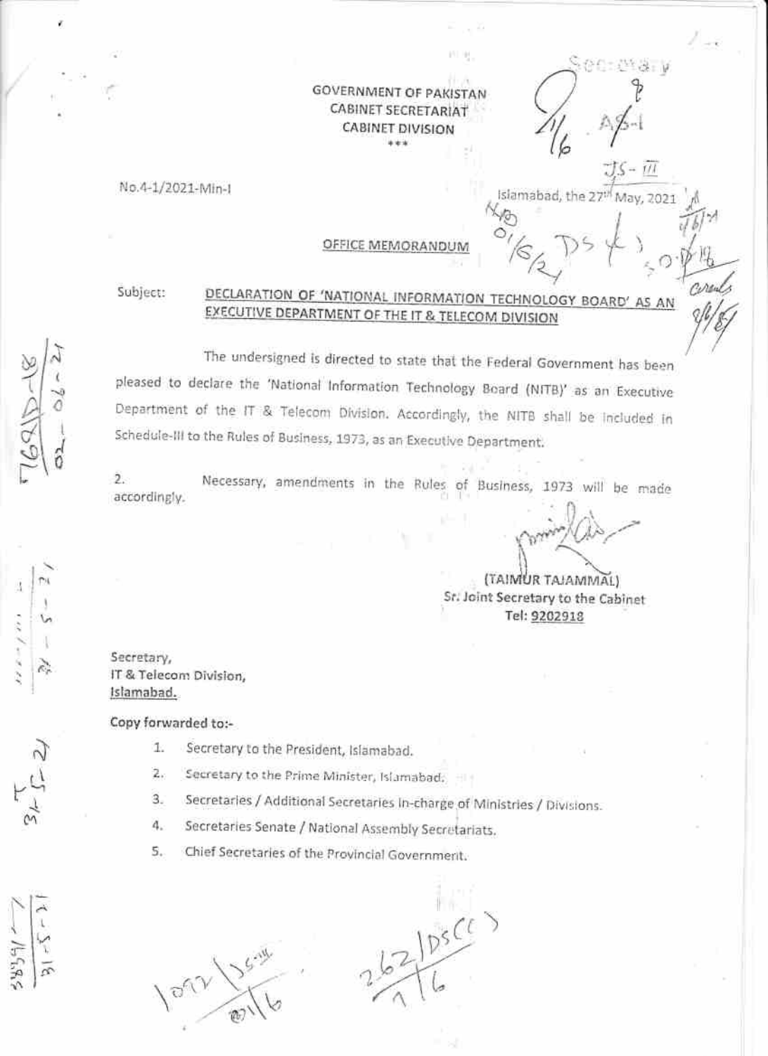GOVERNMENT OF PAKISTAN
CABINET SECRETARIAT
CABINET DIVISION

\*\*\*

No.4-1/2021-Min-I

Islamabad, the 27th May, 2021

**OFFICE MEMORANDUM**

Subject: **DECLARATION OF 'NATIONAL INFORMATION TECHNOLOGY BOARD' AS AN EXECUTIVE DEPARTMENT OF THE IT & TELECOM DIVISION**

The undersigned is directed to state that the Federal Government has been pleased to declare the 'National Information Technology Board (NITB)' as an Executive Department of the IT & Telecom Division. Accordingly, the NITB shall be included in Schedule-III to the Rules of Business, 1973, as an Executive Department.

2. Necessary, amendments in the Rules of Business, 1973 will be made accordingly.

(TAIMUR TAJAMMAL)
Sr. Joint Secretary to the Cabinet
Tel: 9202918

Secretary,
IT & Telecom Division,
Islamabad.

Copy forwarded to:-

1. Secretary to the President, Islamabad.
2. Secretary to the Prime Minister, Islamabad.
3. Secretaries / Additional Secretaries In-charge of Ministries / Divisions.
4. Secretaries Senate / National Assembly Secretariats.
5. Chief Secretaries of the Provincial Government.